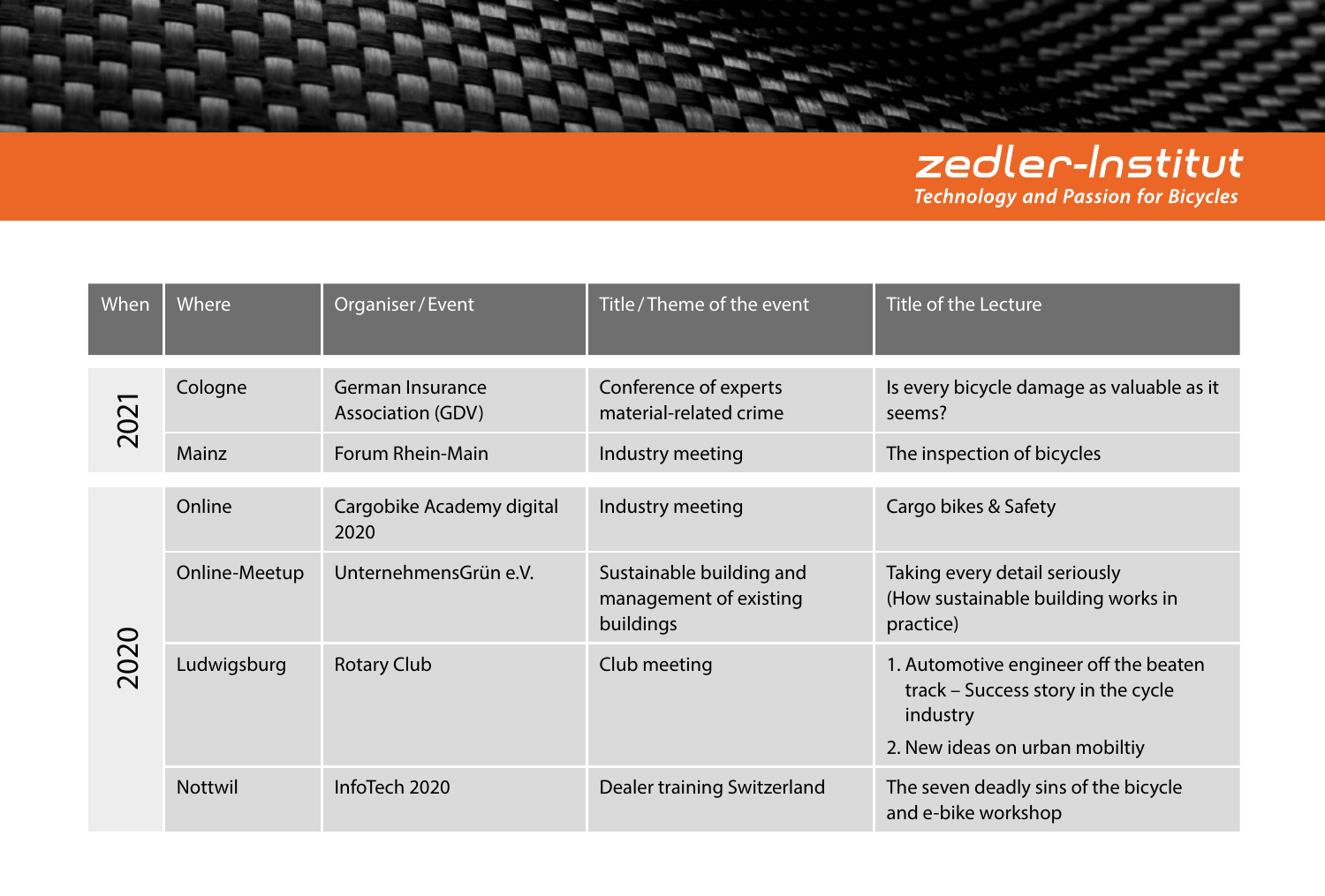zedler-Institut

*Technology and Passion for Bicycles*

| When | Where | Organiser / Event | Title / Theme of the event | Title of the Lecture |
|---|---|---|---|---|
| 2021 | Cologne | German Insurance Association (GDV) | Conference of experts material-related crime | Is every bicycle damage as valuable as it seems? |
| | Mainz | Forum Rhein-Main | Industry meeting | The inspection of bicycles |
| 2020 | Online | Cargobike Academy digital 2020 | Industry meeting | Cargo bikes & Safety |
| | Online-Meetup | UnternehmensGrün e.V. | Sustainable building and management of existing buildings | Taking every detail seriously (How sustainable building works in practice) |
| | Ludwigsburg | Rotary Club | Club meeting | 1. Automotive engineer off the beaten track – Success story in the cycle industry<br>2. New ideas on urban mobiltiy |
| | Nottwil | InfoTech 2020 | Dealer training Switzerland | The seven deadly sins of the bicycle and e-bike workshop |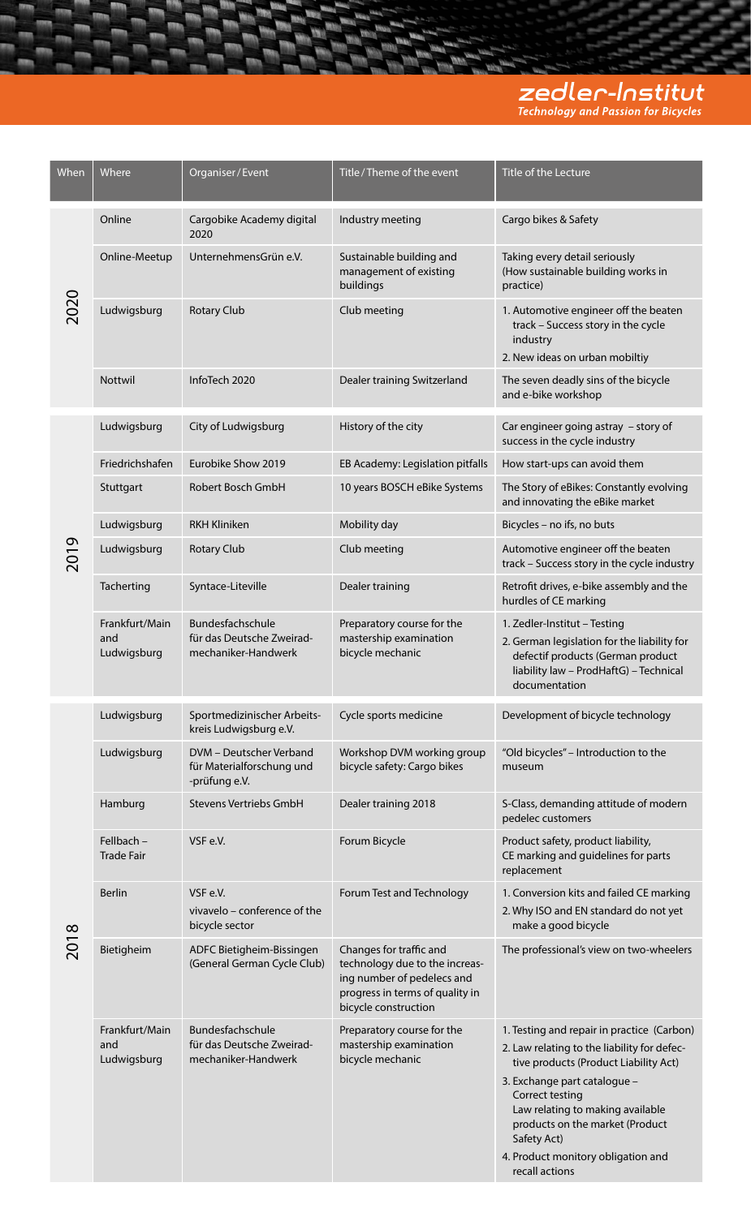| When | Where | Organiser / Event | Title / Theme of the event | Title of the Lecture |
|---|---|---|---|---|
| 2020 | Online | Cargobike Academy digital 2020 | Industry meeting | Cargo bikes & Safety |
| | Online-Meetup | UnternehmensGrün e.V. | Sustainable building and management of existing buildings | Taking every detail seriously (How sustainable building works in practice) |
| | Ludwigsburg | Rotary Club | Club meeting | 1. Automotive engineer off the beaten track – Success story in the cycle industry<br>2. New ideas on urban mobiltiy |
| | Nottwil | InfoTech 2020 | Dealer training Switzerland | The seven deadly sins of the bicycle and e-bike workshop |
| 2019 | Ludwigsburg | City of Ludwigsburg | History of the city | Car engineer going astray – story of success in the cycle industry |
| | Friedrichshafen | Eurobike Show 2019 | EB Academy: Legislation pitfalls | How start-ups can avoid them |
| | Stuttgart | Robert Bosch GmbH | 10 years BOSCH eBike Systems | The Story of eBikes: Constantly evolving and innovating the eBike market |
| | Ludwigsburg | RKH Kliniken | Mobility day | Bicycles – no ifs, no buts |
| | Ludwigsburg | Rotary Club | Club meeting | Automotive engineer off the beaten track – Success story in the cycle industry |
| | Tacherting | Syntace-Liteville | Dealer training | Retrofit drives, e-bike assembly and the hurdles of CE marking |
| | Frankfurt/Main and Ludwigsburg | Bundesfachschule für das Deutsche Zweirad-mechaniker-Handwerk | Preparatory course for the mastership examination bicycle mechanic | 1. Zedler-Institut – Testing<br>2. German legislation for the liability for defectif products (German product liability law – ProdHaftG) – Technical documentation |
| 2018 | Ludwigsburg | Sportmedizinischer Arbeits-kreis Ludwigsburg e.V. | Cycle sports medicine | Development of bicycle technology |
| | Ludwigsburg | DVM – Deutscher Verband für Materialforschung und -prüfung e.V. | Workshop DVM working group bicycle safety: Cargo bikes | "Old bicycles" – Introduction to the museum |
| | Hamburg | Stevens Vertriebs GmbH | Dealer training 2018 | S-Class, demanding attitude of modern pedelec customers |
| | Fellbach – Trade Fair | VSF e.V. | Forum Bicycle | Product safety, product liability, CE marking and guidelines for parts replacement |
| | Berlin | VSF e.V.<br>vivavelo – conference of the bicycle sector | Forum Test and Technology | 1. Conversion kits and failed CE marking<br>2. Why ISO and EN standard do not yet make a good bicycle |
| | Bietigheim | ADFC Bietigheim-Bissingen (General German Cycle Club) | Changes for traffic and technology due to the increasing number of pedelecs and progress in terms of quality in bicycle construction | The professional's view on two-wheelers |
| | Frankfurt/Main and Ludwigsburg | Bundesfachschule für das Deutsche Zweirad-mechaniker-Handwerk | Preparatory course for the mastership examination bicycle mechanic | 1. Testing and repair in practice (Carbon)<br>2. Law relating to the liability for defective products (Product Liability Act)<br>3. Exchange part catalogue – Correct testing Law relating to making available products on the market (Product Safety Act)<br>4. Product monitory obligation and recall actions |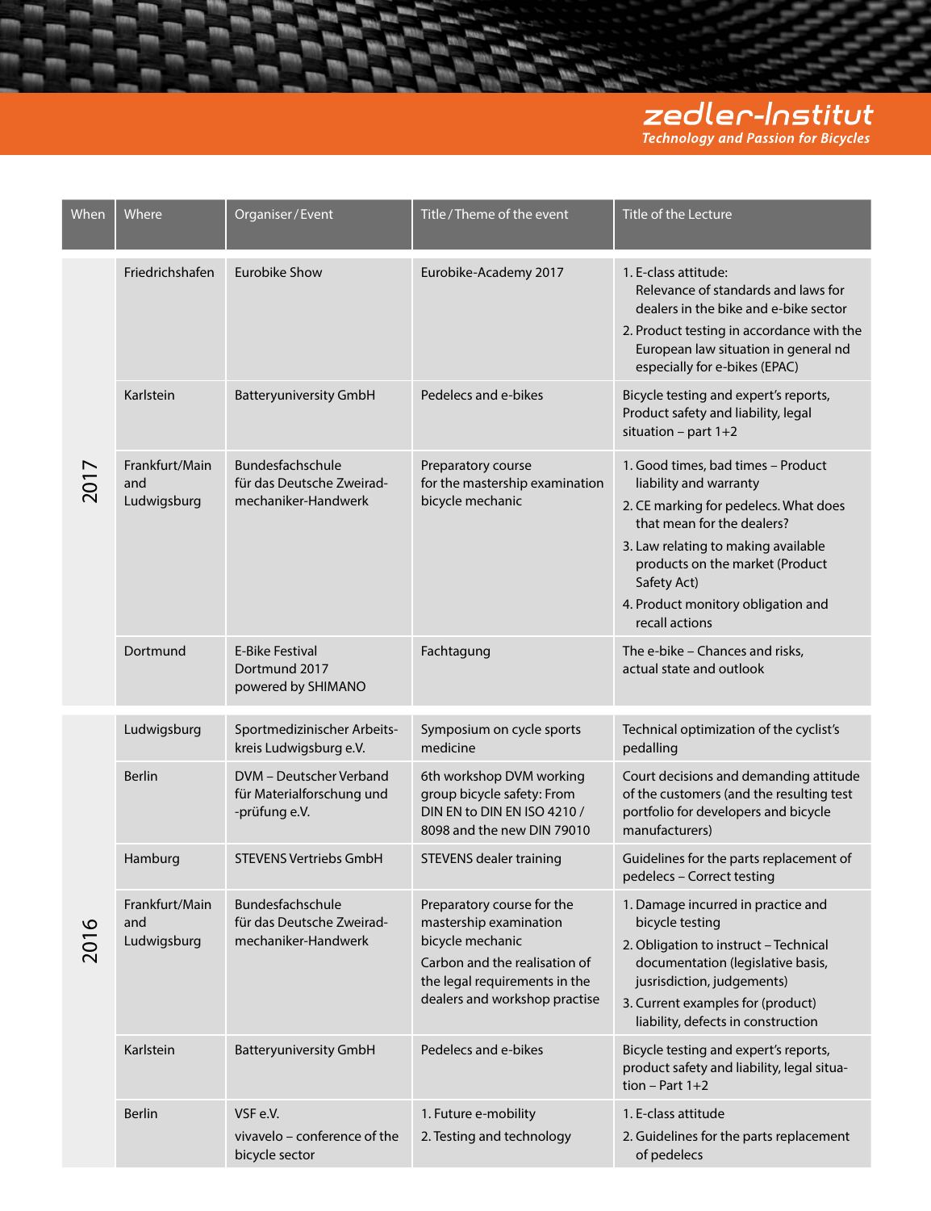| When | Where | Organiser / Event | Title / Theme of the event | Title of the Lecture |
|---|---|---|---|---|
| 2017 | Friedrichshafen | Eurobike Show | Eurobike-Academy 2017 | 1. E-class attitude: Relevance of standards and laws for dealers in the bike and e-bike sector<br>2. Product testing in accordance with the European law situation in general nd especially for e-bikes (EPAC) |
| | Karlstein | Batteryuniversity GmbH | Pedelecs and e-bikes | Bicycle testing and expert's reports, Product safety and liability, legal situation – part 1+2 |
| | Frankfurt/Main and Ludwigsburg | Bundesfachschule für das Deutsche Zweirad-mechaniker-Handwerk | Preparatory course for the mastership examination bicycle mechanic | 1. Good times, bad times – Product liability and warranty<br>2. CE marking for pedelecs. What does that mean for the dealers?<br>3. Law relating to making available products on the market (Product Safety Act)<br>4. Product monitory obligation and recall actions |
| | Dortmund | E-Bike Festival Dortmund 2017 powered by SHIMANO | Fachtagung | The e-bike – Chances and risks, actual state and outlook |
| 2016 | Ludwigsburg | Sportmedizinischer Arbeits-kreis Ludwigsburg e.V. | Symposium on cycle sports medicine | Technical optimization of the cyclist's pedalling |
| | Berlin | DVM – Deutscher Verband für Materialforschung und -prüfung e.V. | 6th workshop DVM working group bicycle safety: From DIN EN to DIN EN ISO 4210 / 8098 and the new DIN 79010 | Court decisions and demanding attitude of the customers (and the resulting test portfolio for developers and bicycle manufacturers) |
| | Hamburg | STEVENS Vertriebs GmbH | STEVENS dealer training | Guidelines for the parts replacement of pedelecs – Correct testing |
| | Frankfurt/Main and Ludwigsburg | Bundesfachschule für das Deutsche Zweirad-mechaniker-Handwerk | Preparatory course for the mastership examination bicycle mechanic<br>Carbon and the realisation of the legal requirements in the dealers and workshop practise | 1. Damage incurred in practice and bicycle testing<br>2. Obligation to instruct – Technical documentation (legislative basis, jusrisdiction, judgements)<br>3. Current examples for (product) liability, defects in construction |
| | Karlstein | Batteryuniversity GmbH | Pedelecs and e-bikes | Bicycle testing and expert's reports, product safety and liability, legal situa-tion – Part 1+2 |
| | Berlin | VSF e.V.<br>vivavelo – conference of the bicycle sector | 1. Future e-mobility<br>2. Testing and technology | 1. E-class attitude<br>2. Guidelines for the parts replacement of pedelecs |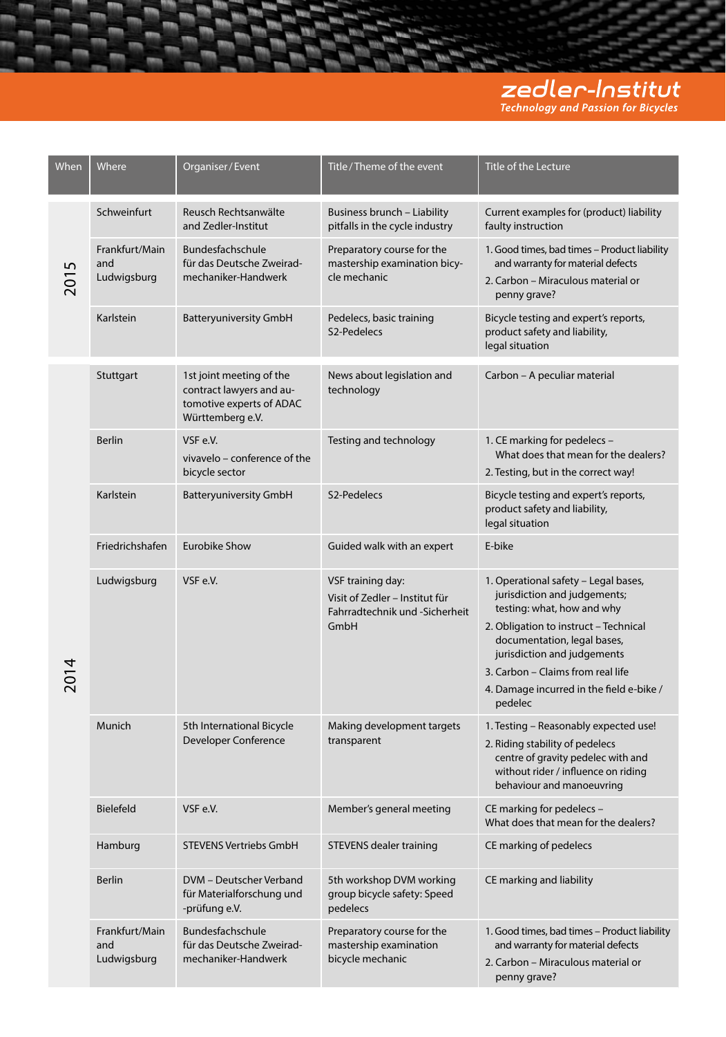| When | Where | Organiser / Event | Title / Theme of the event | Title of the Lecture |
|---|---|---|---|---|
| 2015 | Schweinfurt | Reusch Rechtsanwälte and Zedler-Institut | Business brunch – Liability pitfalls in the cycle industry | Current examples for (product) liability faulty instruction |
| | Frankfurt/Main and Ludwigsburg | Bundesfachschule für das Deutsche Zweirad-mechaniker-Handwerk | Preparatory course for the mastership examination bicycle mechanic | 1. Good times, bad times – Product liability and warranty for material defects<br>2. Carbon – Miraculous material or penny grave? |
| | Karlstein | Batteryuniversity GmbH | Pedelecs, basic training S2-Pedelecs | Bicycle testing and expert's reports, product safety and liability, legal situation |
| 2014 | Stuttgart | 1st joint meeting of the contract lawyers and automotive experts of ADAC Württemberg e.V. | News about legislation and technology | Carbon – A peculiar material |
| | Berlin | VSF e.V.<br>vivavelo – conference of the bicycle sector | Testing and technology | 1. CE marking for pedelecs – What does that mean for the dealers?<br>2. Testing, but in the correct way! |
| | Karlstein | Batteryuniversity GmbH | S2-Pedelecs | Bicycle testing and expert's reports, product safety and liability, legal situation |
| | Friedrichshafen | Eurobike Show | Guided walk with an expert | E-bike |
| | Ludwigsburg | VSF e.V. | VSF training day:<br>Visit of Zedler – Institut für Fahrradtechnik und -Sicherheit GmbH | 1. Operational safety – Legal bases, jurisdiction and judgements; testing: what, how and why<br>2. Obligation to instruct – Technical documentation, legal bases, jurisdiction and judgements<br>3. Carbon – Claims from real life<br>4. Damage incurred in the field e-bike / pedelec |
| | Munich | 5th International Bicycle Developer Conference | Making development targets transparent | 1. Testing – Reasonably expected use!<br>2. Riding stability of pedelecs centre of gravity pedelec with and without rider / influence on riding behaviour and manoeuvring |
| | Bielefeld | VSF e.V. | Member's general meeting | CE marking for pedelecs – What does that mean for the dealers? |
| | Hamburg | STEVENS Vertriebs GmbH | STEVENS dealer training | CE marking of pedelecs |
| | Berlin | DVM – Deutscher Verband für Materialforschung und -prüfung e.V. | 5th workshop DVM working group bicycle safety: Speed pedelecs | CE marking and liability |
| | Frankfurt/Main and Ludwigsburg | Bundesfachschule für das Deutsche Zweirad-mechaniker-Handwerk | Preparatory course for the mastership examination bicycle mechanic | 1. Good times, bad times – Product liability and warranty for material defects<br>2. Carbon – Miraculous material or penny grave? |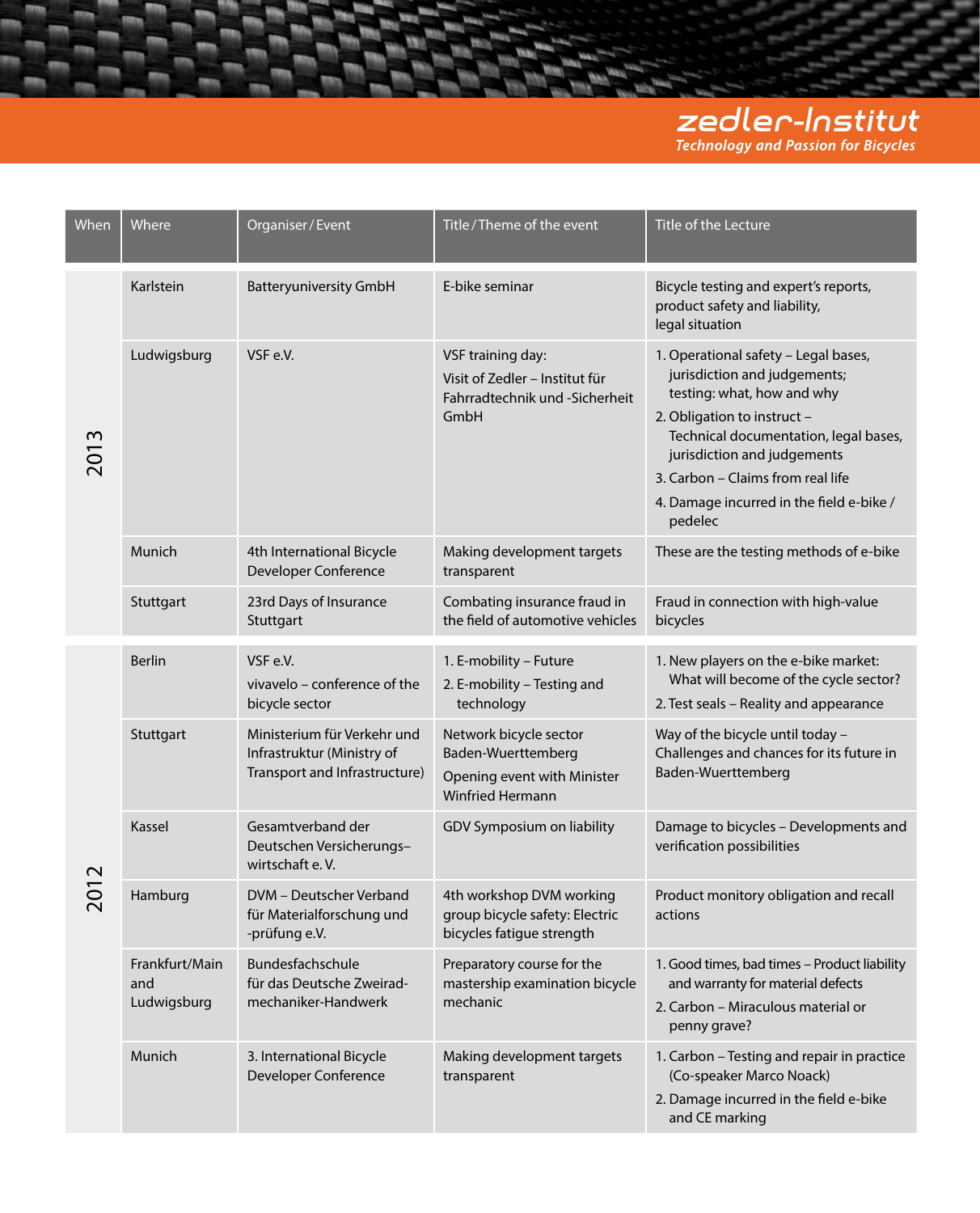| When | Where | Organiser / Event | Title / Theme of the event | Title of the Lecture |
|---|---|---|---|---|
| 2013 | Karlstein | Batteryuniversity GmbH | E-bike seminar | Bicycle testing and expert's reports, product safety and liability, legal situation |
| | Ludwigsburg | VSF e.V. | VSF training day: Visit of Zedler – Institut für Fahrradtechnik und -Sicherheit GmbH | 1. Operational safety – Legal bases, jurisdiction and judgements; testing: what, how and why<br>2. Obligation to instruct – Technical documentation, legal bases, jurisdiction and judgements<br>3. Carbon – Claims from real life<br>4. Damage incurred in the field e-bike / pedelec |
| | Munich | 4th International Bicycle Developer Conference | Making development targets transparent | These are the testing methods of e-bike |
| | Stuttgart | 23rd Days of Insurance Stuttgart | Combating insurance fraud in the field of automotive vehicles | Fraud in connection with high-value bicycles |
| 2012 | Berlin | VSF e.V.<br>vivavelo – conference of the bicycle sector | 1. E-mobility – Future<br>2. E-mobility – Testing and technology | 1. New players on the e-bike market: What will become of the cycle sector?<br>2. Test seals – Reality and appearance |
| | Stuttgart | Ministerium für Verkehr und Infrastruktur (Ministry of Transport and Infrastructure) | Network bicycle sector Baden-Wuerttemberg<br>Opening event with Minister Winfried Hermann | Way of the bicycle until today – Challenges and chances for its future in Baden-Wuerttemberg |
| | Kassel | Gesamtverband der Deutschen Versicherungs–wirtschaft e. V. | GDV Symposium on liability | Damage to bicycles – Developments and verification possibilities |
| | Hamburg | DVM – Deutscher Verband für Materialforschung und -prüfung e.V. | 4th workshop DVM working group bicycle safety: Electric bicycles fatigue strength | Product monitory obligation and recall actions |
| | Frankfurt/Main and Ludwigsburg | Bundesfachschule für das Deutsche Zweirad-mechaniker-Handwerk | Preparatory course for the mastership examination bicycle mechanic | 1. Good times, bad times – Product liability and warranty for material defects<br>2. Carbon – Miraculous material or penny grave? |
| | Munich | 3. International Bicycle Developer Conference | Making development targets transparent | 1. Carbon – Testing and repair in practice (Co-speaker Marco Noack)<br>2. Damage incurred in the field e-bike and CE marking |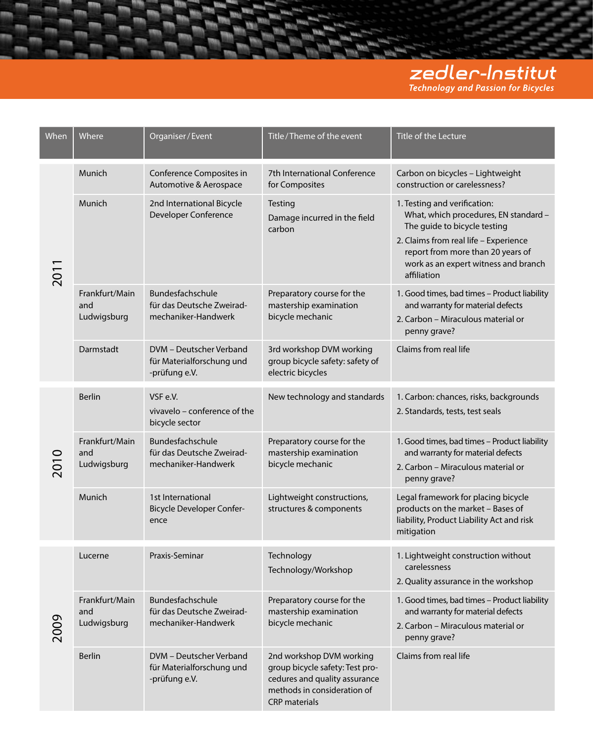| When | Where | Organiser / Event | Title / Theme of the event | Title of the Lecture |
|---|---|---|---|---|
| 2011 | Munich | Conference Composites in Automotive & Aerospace | 7th International Conference for Composites | Carbon on bicycles – Lightweight construction or carelessness? |
| | Munich | 2nd International Bicycle Developer Conference | Testing<br>Damage incurred in the field carbon | 1. Testing and verification: What, which procedures, EN standard – The guide to bicycle testing<br>2. Claims from real life – Experience report from more than 20 years of work as an expert witness and branch affiliation |
| | Frankfurt/Main and Ludwigsburg | Bundesfachschule für das Deutsche Zweirad-mechaniker-Handwerk | Preparatory course for the mastership examination bicycle mechanic | 1. Good times, bad times – Product liability and warranty for material defects<br>2. Carbon – Miraculous material or penny grave? |
| | Darmstadt | DVM – Deutscher Verband für Materialforschung und -prüfung e.V. | 3rd workshop DVM working group bicycle safety: safety of electric bicycles | Claims from real life |
| 2010 | Berlin | VSF e.V.<br>vivavelo – conference of the bicycle sector | New technology and standards | 1. Carbon: chances, risks, backgrounds<br>2. Standards, tests, test seals |
| | Frankfurt/Main and Ludwigsburg | Bundesfachschule für das Deutsche Zweirad-mechaniker-Handwerk | Preparatory course for the mastership examination bicycle mechanic | 1. Good times, bad times – Product liability and warranty for material defects<br>2. Carbon – Miraculous material or penny grave? |
| | Munich | 1st International Bicycle Developer Conference | Lightweight constructions, structures & components | Legal framework for placing bicycle products on the market – Bases of liability, Product Liability Act and risk mitigation |
| 2009 | Lucerne | Praxis-Seminar | Technology<br>Technology/Workshop | 1. Lightweight construction without carelessness<br>2. Quality assurance in the workshop |
| | Frankfurt/Main and Ludwigsburg | Bundesfachschule für das Deutsche Zweirad-mechaniker-Handwerk | Preparatory course for the mastership examination bicycle mechanic | 1. Good times, bad times – Product liability and warranty for material defects<br>2. Carbon – Miraculous material or penny grave? |
| | Berlin | DVM – Deutscher Verband für Materialforschung und -prüfung e.V. | 2nd workshop DVM working group bicycle safety: Test procedures and quality assurance methods in consideration of CRP materials | Claims from real life |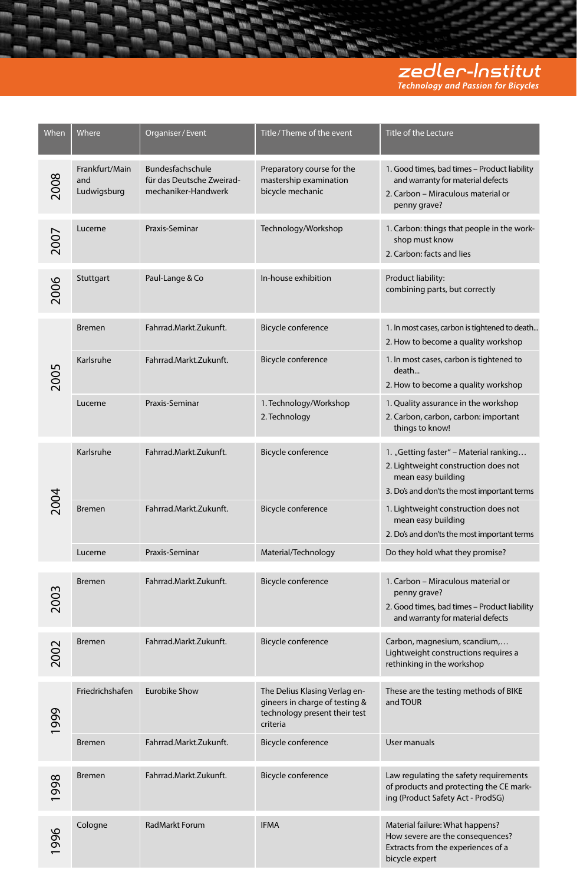| When | Where | Organiser / Event | Title / Theme of the event | Title of the Lecture |
|---|---|---|---|---|
| 2008 | Frankfurt/Main and Ludwigsburg | Bundesfachschule für das Deutsche Zweirad-mechaniker-Handwerk | Preparatory course for the mastership examination bicycle mechanic | 1. Good times, bad times – Product liability and warranty for material defects<br>2. Carbon – Miraculous material or penny grave? |
| 2007 | Lucerne | Praxis-Seminar | Technology/Workshop | 1. Carbon: things that people in the work-shop must know<br>2. Carbon: facts and lies |
| 2006 | Stuttgart | Paul-Lange & Co | In-house exhibition | Product liability: combining parts, but correctly |
| 2005 | Bremen | Fahrrad.Markt.Zukunft. | Bicycle conference | 1. In most cases, carbon is tightened to death...<br>2. How to become a quality workshop |
| | Karlsruhe | Fahrrad.Markt.Zukunft. | Bicycle conference | 1. In most cases, carbon is tightened to death...<br>2. How to become a quality workshop |
| | Lucerne | Praxis-Seminar | 1. Technology/Workshop<br>2. Technology | 1. Quality assurance in the workshop<br>2. Carbon, carbon, carbon: important things to know! |
| 2004 | Karlsruhe | Fahrrad.Markt.Zukunft. | Bicycle conference | 1. „Getting faster" – Material ranking…<br>2. Lightweight construction does not mean easy building<br>3. Do's and don'ts the most important terms |
| | Bremen | Fahrrad.Markt.Zukunft. | Bicycle conference | 1. Lightweight construction does not mean easy building<br>2. Do's and don'ts the most important terms |
| | Lucerne | Praxis-Seminar | Material/Technology | Do they hold what they promise? |
| 2003 | Bremen | Fahrrad.Markt.Zukunft. | Bicycle conference | 1. Carbon – Miraculous material or penny grave?<br>2. Good times, bad times – Product liability and warranty for material defects |
| 2002 | Bremen | Fahrrad.Markt.Zukunft. | Bicycle conference | Carbon, magnesium, scandium,… Lightweight constructions requires a rethinking in the workshop |
| 1999 | Friedrichshafen | Eurobike Show | The Delius Klasing Verlag engineers in charge of testing & technology present their test criteria | These are the testing methods of BIKE and TOUR |
| | Bremen | Fahrrad.Markt.Zukunft. | Bicycle conference | User manuals |
| 1998 | Bremen | Fahrrad.Markt.Zukunft. | Bicycle conference | Law regulating the safety requirements of products and protecting the CE marking (Product Safety Act - ProdSG) |
| 1996 | Cologne | RadMarkt Forum | IFMA | Material failure: What happens? How severe are the consequences? Extracts from the experiences of a bicycle expert |